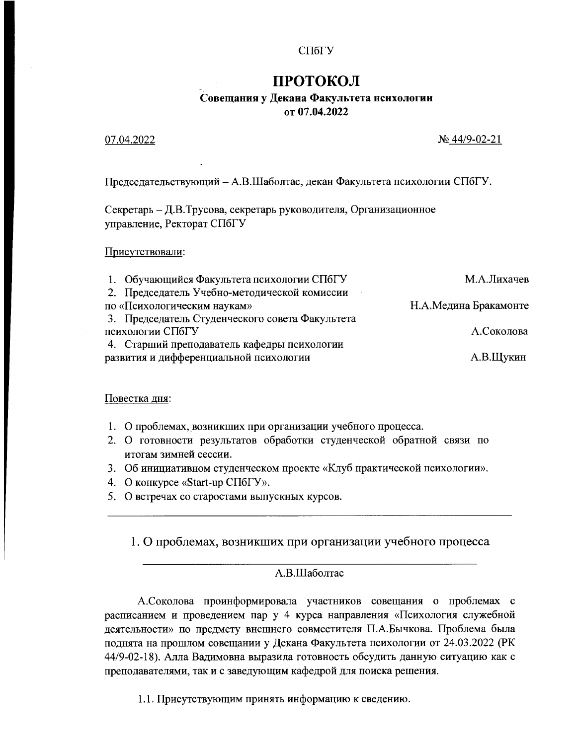СПбГУ

# ПРОТОКОЛ

**Совещания у Декана Факультета психологии**
**от 07.04.2022**

07.04.2022 № 44/9-02-21

Председательствующий – А.В.Шаболтас, декан Факультета психологии СПбГУ.

Секретарь – Д.В.Трусова, секретарь руководителя, Организационное управление, Ректорат СПбГУ

Присутствовали:

| | |
|---|---|
| 1. Обучающийся Факультета психологии СПбГУ | М.А.Лихачев |
| 2. Председатель Учебно-методической комиссии по «Психологическим наукам» | Н.А.Медина Бракамонте |
| 3. Председатель Студенческого совета Факультета психологии СПбГУ | А.Соколова |
| 4. Старший преподаватель кафедры психологии развития и дифференциальной психологии | А.В.Щукин |

Повестка дня:

1. О проблемах, возникших при организации учебного процесса.
2. О готовности результатов обработки студенческой обратной связи по итогам зимней сессии.
3. Об инициативном студенческом проекте «Клуб практической психологии».
4. О конкурсе «Start-up СПбГУ».
5. О встречах со старостами выпускных курсов.

---

## 1. О проблемах, возникших при организации учебного процесса

А.В.Шаболтас

А.Соколова проинформировала участников совещания о проблемах с расписанием и проведением пар у 4 курса направления «Психология служебной деятельности» по предмету внешнего совместителя П.А.Бычкова. Проблема была поднята на прошлом совещании у Декана Факультета психологии от 24.03.2022 (РК 44/9-02-18). Алла Вадимовна выразила готовность обсудить данную ситуацию как с преподавателями, так и с заведующим кафедрой для поиска решения.

1.1. Присутствующим принять информацию к сведению.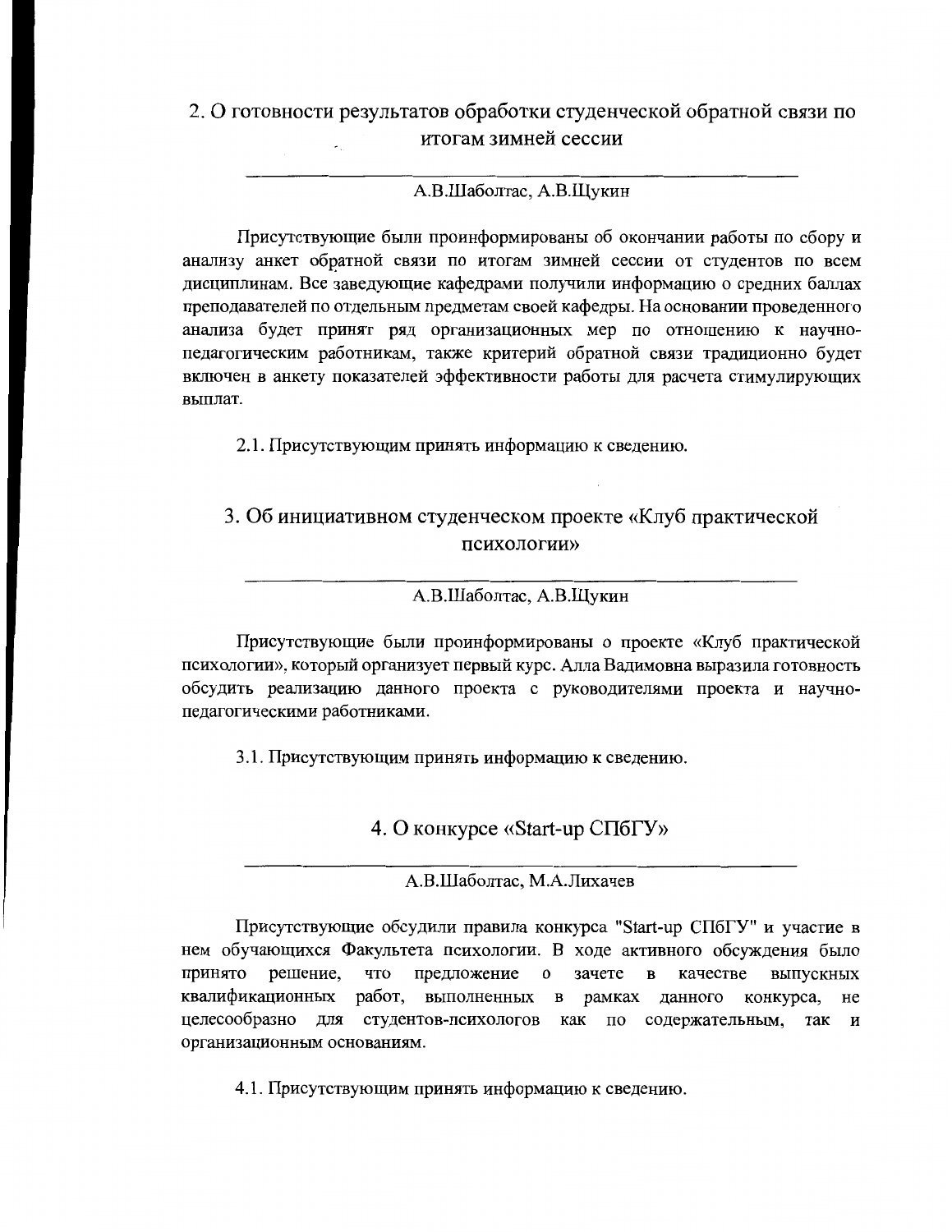## 2. О готовности результатов обработки студенческой обратной связи по итогам зимней сессии

---

А.В.Шаболтас, А.В.Щукин

Присутствующие были проинформированы об окончании работы по сбору и анализу анкет обратной связи по итогам зимней сессии от студентов по всем дисциплинам. Все заведующие кафедрами получили информацию о средних баллах преподавателей по отдельным предметам своей кафедры. На основании проведенного анализа будет принят ряд организационных мер по отношению к научно-педагогическим работникам, также критерий обратной связи традиционно будет включен в анкету показателей эффективности работы для расчета стимулирующих выплат.

2.1. Присутствующим принять информацию к сведению.

## 3. Об инициативном студенческом проекте «Клуб практической психологии»

---

А.В.Шаболтас, А.В.Щукин

Присутствующие были проинформированы о проекте «Клуб практической психологии», который организует первый курс. Алла Вадимовна выразила готовность обсудить реализацию данного проекта с руководителями проекта и научно-педагогическими работниками.

3.1. Присутствующим принять информацию к сведению.

## 4. О конкурсе «Start-up СПбГУ»

---

А.В.Шаболтас, М.А.Лихачев

Присутствующие обсудили правила конкурса "Start-up СПбГУ" и участие в нем обучающихся Факультета психологии. В ходе активного обсуждения было принято решение, что предложение о зачете в качестве выпускных квалификационных работ, выполненных в рамках данного конкурса, не целесообразно для студентов-психологов как по содержательным, так и организационным основаниям.

4.1. Присутствующим принять информацию к сведению.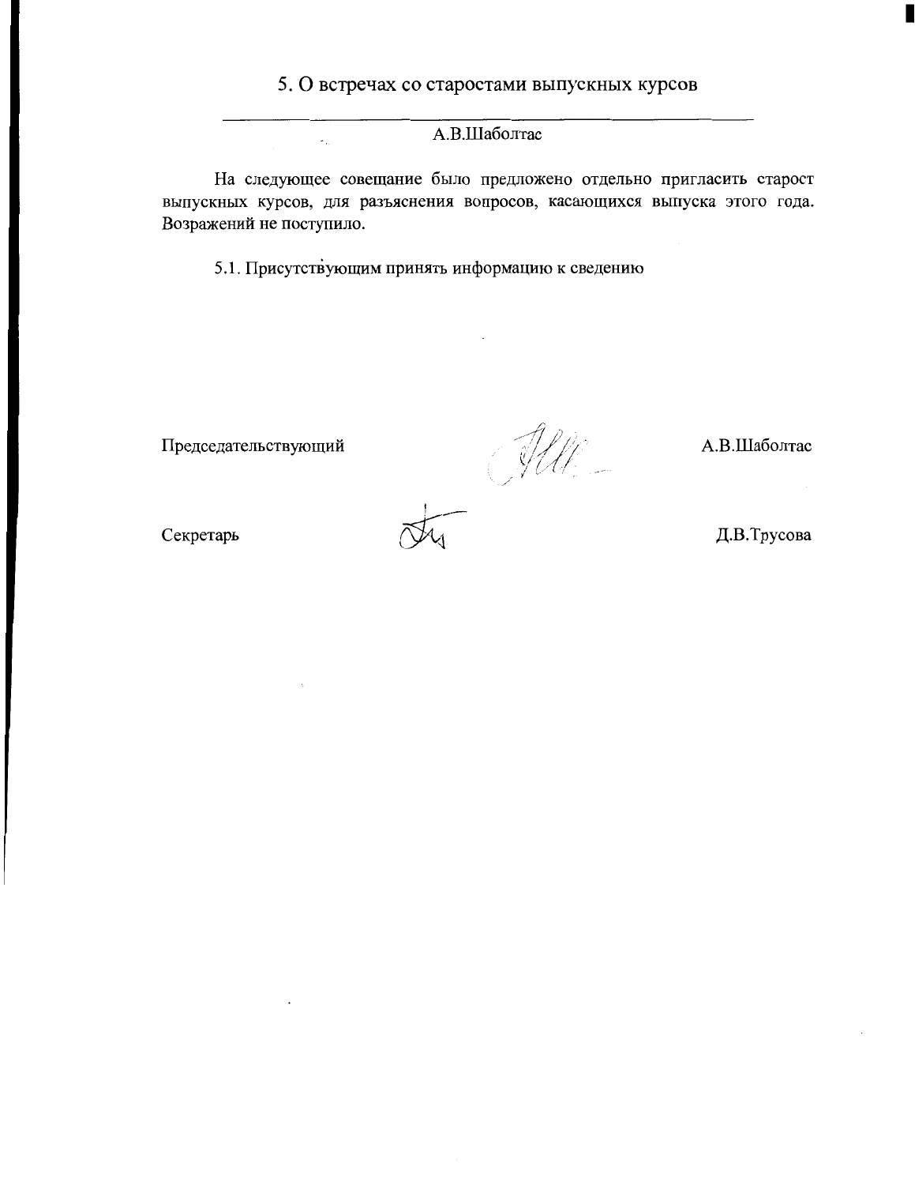## 5. О встречах со старостами выпускных курсов

---

А.В.Шаболтас

На следующее совещание было предложено отдельно пригласить старост выпускных курсов, для разъяснения вопросов, касающихся выпуска этого года. Возражений не поступило.

5.1. Присутствующим принять информацию к сведению

Председательствующий А.В.Шаболтас

Секретарь Д.В.Трусова